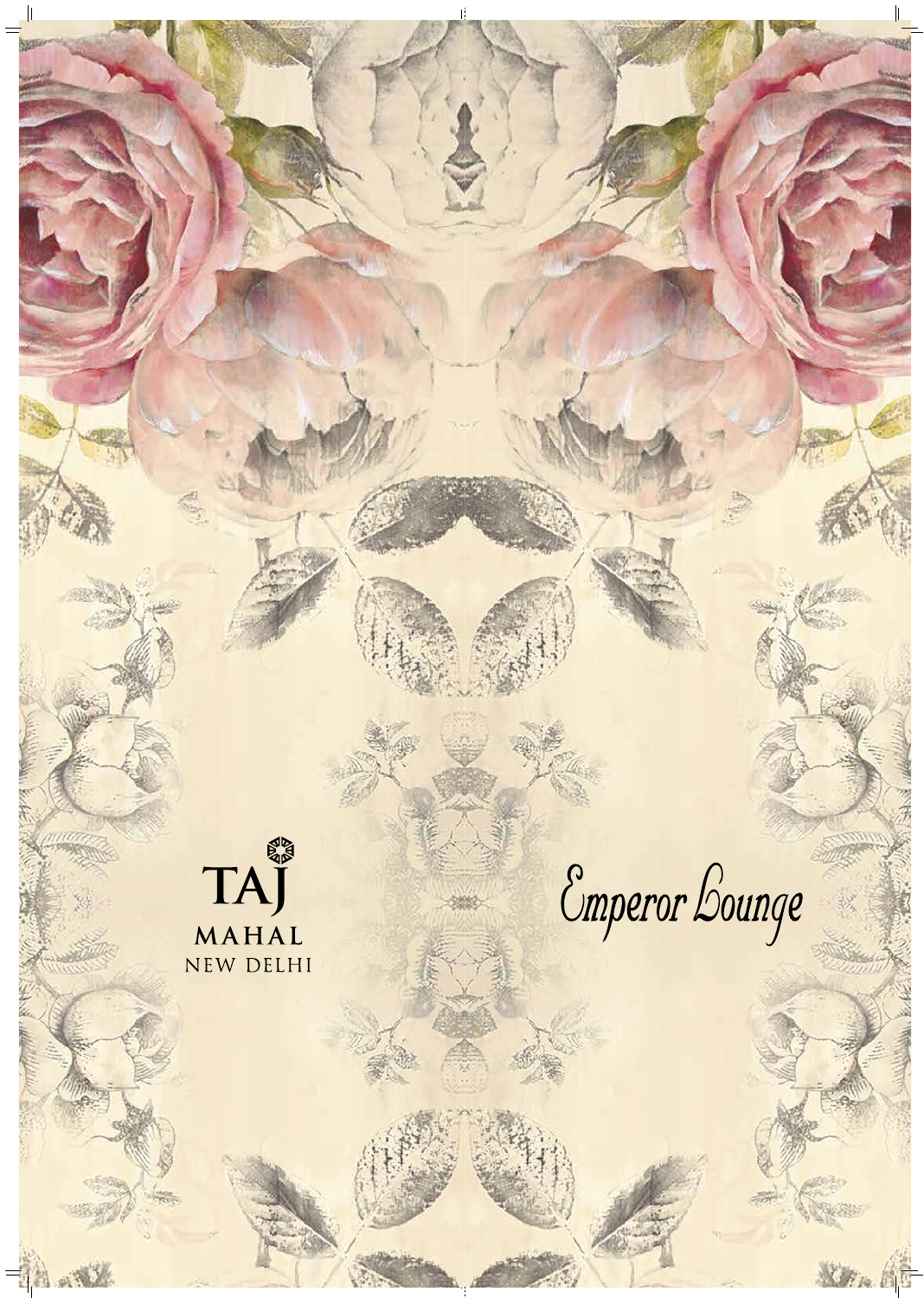TAJ

MAHAL

NEW DELHI

# Emperor Lounge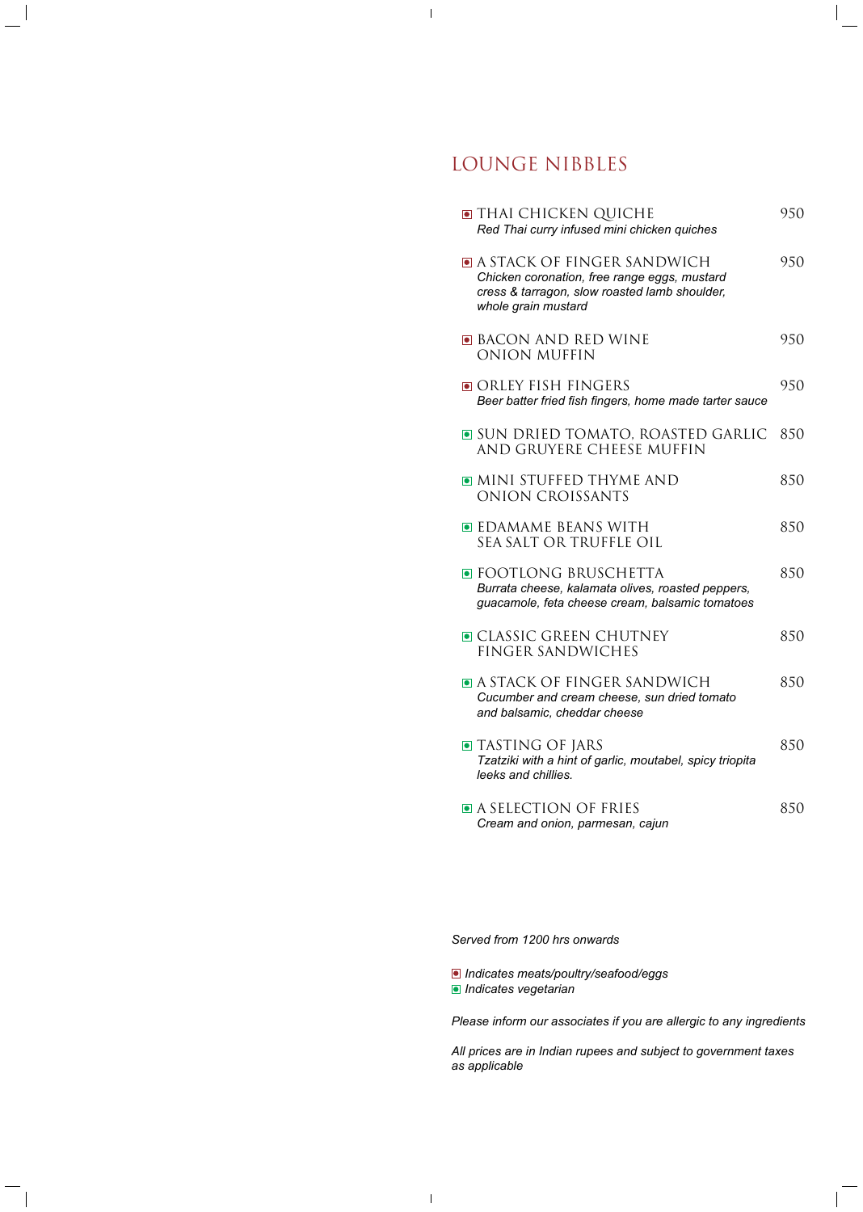# LOUNGE NIBBLES

- **THAI CHICKEN QUICHE** — 950
  *Red Thai curry infused mini chicken quiches*

- **A STACK OF FINGER SANDWICH** — 950
  *Chicken coronation, free range eggs, mustard cress & tarragon, slow roasted lamb shoulder, whole grain mustard*

- **BACON AND RED WINE ONION MUFFIN** — 950

- **ORLEY FISH FINGERS** — 950
  *Beer batter fried fish fingers, home made tarter sauce*

- **SUN DRIED TOMATO, ROASTED GARLIC AND GRUYERE CHEESE MUFFIN** — 850

- **MINI STUFFED THYME AND ONION CROISSANTS** — 850

- **EDAMAME BEANS WITH SEA SALT OR TRUFFLE OIL** — 850

- **FOOTLONG BRUSCHETTA** — 850
  *Burrata cheese, kalamata olives, roasted peppers, guacamole, feta cheese cream, balsamic tomatoes*

- **CLASSIC GREEN CHUTNEY FINGER SANDWICHES** — 850

- **A STACK OF FINGER SANDWICH** — 850
  *Cucumber and cream cheese, sun dried tomato and balsamic, cheddar cheese*

- **TASTING OF JARS** — 850
  *Tzatziki with a hint of garlic, moutabel, spicy triopita leeks and chillies.*

- **A SELECTION OF FRIES** — 850
  *Cream and onion, parmesan, cajun*

*Served from 1200 hrs onwards*

*Indicates meats/poultry/seafood/eggs*
*Indicates vegetarian*

*Please inform our associates if you are allergic to any ingredients*

*All prices are in Indian rupees and subject to government taxes as applicable*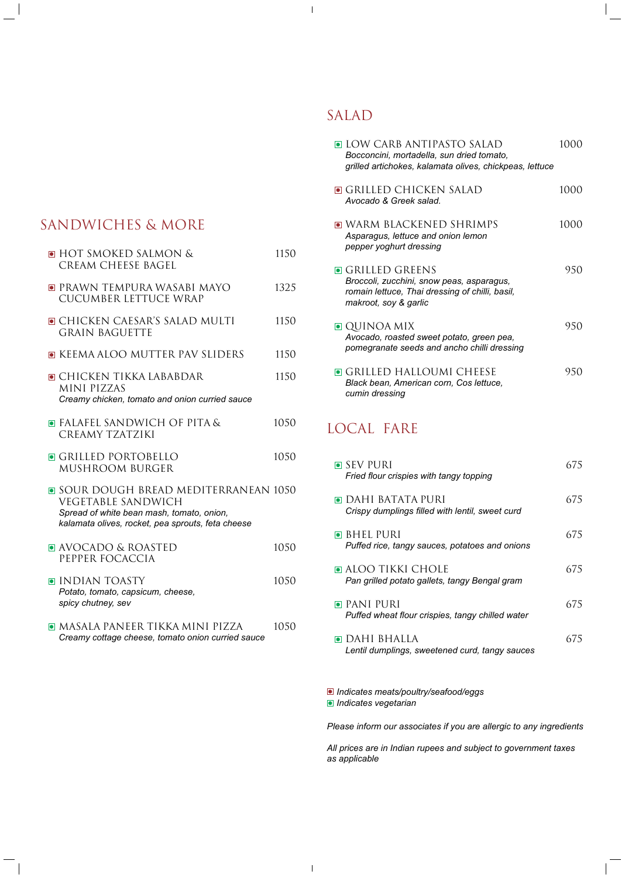## SANDWICHES & MORE

- HOT SMOKED SALMON & CREAM CHEESE BAGEL — 1150
- PRAWN TEMPURA WASABI MAYO CUCUMBER LETTUCE WRAP — 1325
- CHICKEN CAESAR'S SALAD MULTI GRAIN BAGUETTE — 1150
- KEEMA ALOO MUTTER PAV SLIDERS — 1150
- CHICKEN TIKKA LABABDAR MINI PIZZAS — 1150
  *Creamy chicken, tomato and onion curried sauce*
- FALAFEL SANDWICH OF PITA & CREAMY TZATZIKI — 1050
- GRILLED PORTOBELLO MUSHROOM BURGER — 1050
- SOUR DOUGH BREAD MEDITERRANEAN VEGETABLE SANDWICH — 1050
  *Spread of white bean mash, tomato, onion, kalamata olives, rocket, pea sprouts, feta cheese*
- AVOCADO & ROASTED PEPPER FOCACCIA — 1050
- INDIAN TOASTY — 1050
  *Potato, tomato, capsicum, cheese, spicy chutney, sev*
- MASALA PANEER TIKKA MINI PIZZA — 1050
  *Creamy cottage cheese, tomato onion curried sauce*

## SALAD

- LOW CARB ANTIPASTO SALAD — 1000
  *Bocconcini, mortadella, sun dried tomato, grilled artichokes, kalamata olives, chickpeas, lettuce*
- GRILLED CHICKEN SALAD — 1000
  *Avocado & Greek salad.*
- WARM BLACKENED SHRIMPS — 1000
  *Asparagus, lettuce and onion lemon pepper yoghurt dressing*
- GRILLED GREENS — 950
  *Broccoli, zucchini, snow peas, asparagus, romain lettuce, Thai dressing of chilli, basil, makroot, soy & garlic*
- QUINOA MIX — 950
  *Avocado, roasted sweet potato, green pea, pomegranate seeds and ancho chilli dressing*
- GRILLED HALLOUMI CHEESE — 950
  *Black bean, American corn, Cos lettuce, cumin dressing*

## LOCAL FARE

- SEV PURI — 675
  *Fried flour crispies with tangy topping*
- DAHI BATATA PURI — 675
  *Crispy dumplings filled with lentil, sweet curd*
- BHEL PURI — 675
  *Puffed rice, tangy sauces, potatoes and onions*
- ALOO TIKKI CHOLE — 675
  *Pan grilled potato gallets, tangy Bengal gram*
- PANI PURI — 675
  *Puffed wheat flour crispies, tangy chilled water*
- DAHI BHALLA — 675
  *Lentil dumplings, sweetened curd, tangy sauces*

*Indicates meats/poultry/seafood/eggs*
*Indicates vegetarian*

*Please inform our associates if you are allergic to any ingredients*

*All prices are in Indian rupees and subject to government taxes as applicable*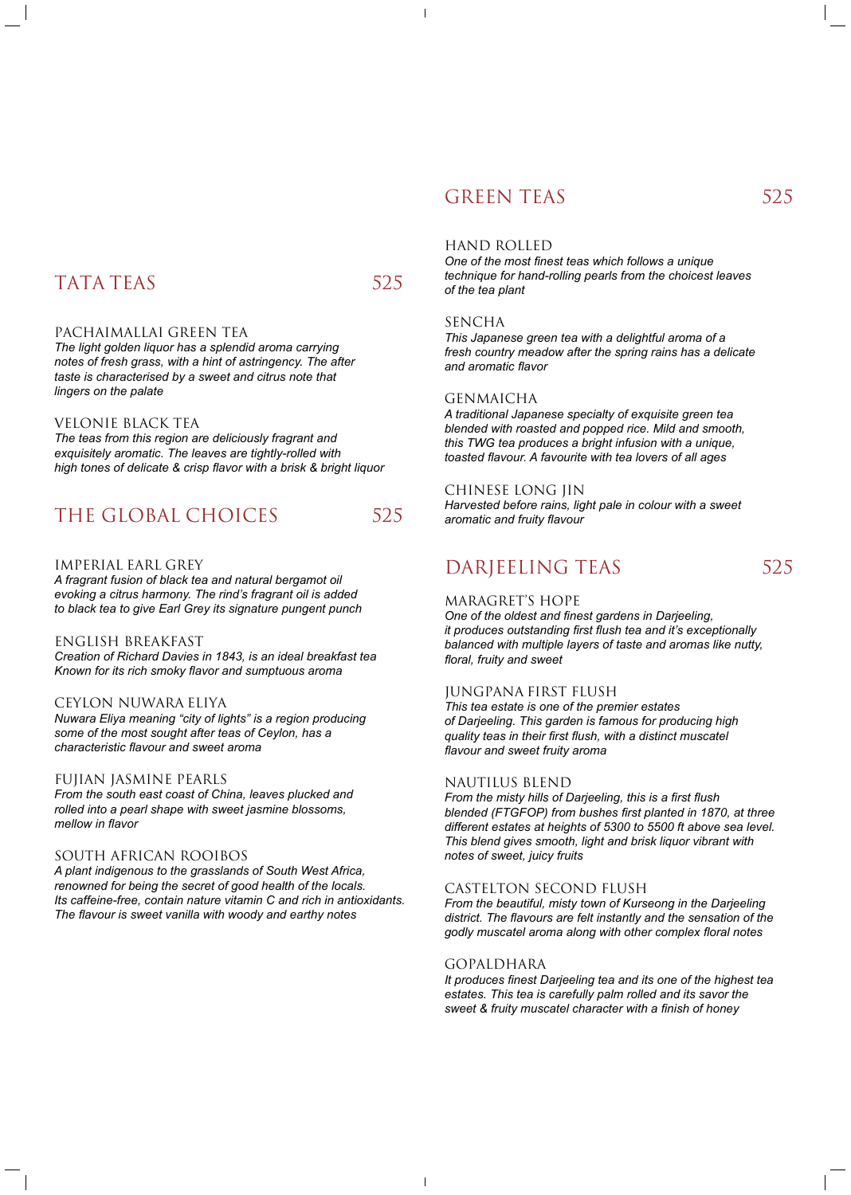## TATA TEAS 525

### PACHAIMALLAI GREEN TEA

*The light golden liquor has a splendid aroma carrying notes of fresh grass, with a hint of astringency. The after taste is characterised by a sweet and citrus note that lingers on the palate*

### VELONIE BLACK TEA

*The teas from this region are deliciously fragrant and exquisitely aromatic. The leaves are tightly-rolled with high tones of delicate & crisp flavor with a brisk & bright liquor*

## THE GLOBAL CHOICES 525

### IMPERIAL EARL GREY

*A fragrant fusion of black tea and natural bergamot oil evoking a citrus harmony. The rind's fragrant oil is added to black tea to give Earl Grey its signature pungent punch*

### ENGLISH BREAKFAST

*Creation of Richard Davies in 1843, is an ideal breakfast tea Known for its rich smoky flavor and sumptuous aroma*

### CEYLON NUWARA ELIYA

*Nuwara Eliya meaning "city of lights" is a region producing some of the most sought after teas of Ceylon, has a characteristic flavour and sweet aroma*

### FUJIAN JASMINE PEARLS

*From the south east coast of China, leaves plucked and rolled into a pearl shape with sweet jasmine blossoms, mellow in flavor*

### SOUTH AFRICAN ROOIBOS

*A plant indigenous to the grasslands of South West Africa, renowned for being the secret of good health of the locals. Its caffeine-free, contain nature vitamin C and rich in antioxidants. The flavour is sweet vanilla with woody and earthy notes*

## GREEN TEAS 525

### HAND ROLLED

*One of the most finest teas which follows a unique technique for hand-rolling pearls from the choicest leaves of the tea plant*

### SENCHA

*This Japanese green tea with a delightful aroma of a fresh country meadow after the spring rains has a delicate and aromatic flavor*

### GENMAICHA

*A traditional Japanese specialty of exquisite green tea blended with roasted and popped rice. Mild and smooth, this TWG tea produces a bright infusion with a unique, toasted flavour. A favourite with tea lovers of all ages*

### CHINESE LONG JIN

*Harvested before rains, light pale in colour with a sweet aromatic and fruity flavour*

## DARJEELING TEAS 525

### MARAGRET'S HOPE

*One of the oldest and finest gardens in Darjeeling, it produces outstanding first flush tea and it's exceptionally balanced with multiple layers of taste and aromas like nutty, floral, fruity and sweet*

### JUNGPANA FIRST FLUSH

*This tea estate is one of the premier estates of Darjeeling. This garden is famous for producing high quality teas in their first flush, with a distinct muscatel flavour and sweet fruity aroma*

### NAUTILUS BLEND

*From the misty hills of Darjeeling, this is a first flush blended (FTGFOP) from bushes first planted in 1870, at three different estates at heights of 5300 to 5500 ft above sea level. This blend gives smooth, light and brisk liquor vibrant with notes of sweet, juicy fruits*

### CASTELTON SECOND FLUSH

*From the beautiful, misty town of Kurseong in the Darjeeling district. The flavours are felt instantly and the sensation of the godly muscatel aroma along with other complex floral notes*

### GOPALDHARA

*It produces finest Darjeeling tea and its one of the highest tea estates. This tea is carefully palm rolled and its savor the sweet & fruity muscatel character with a finish of honey*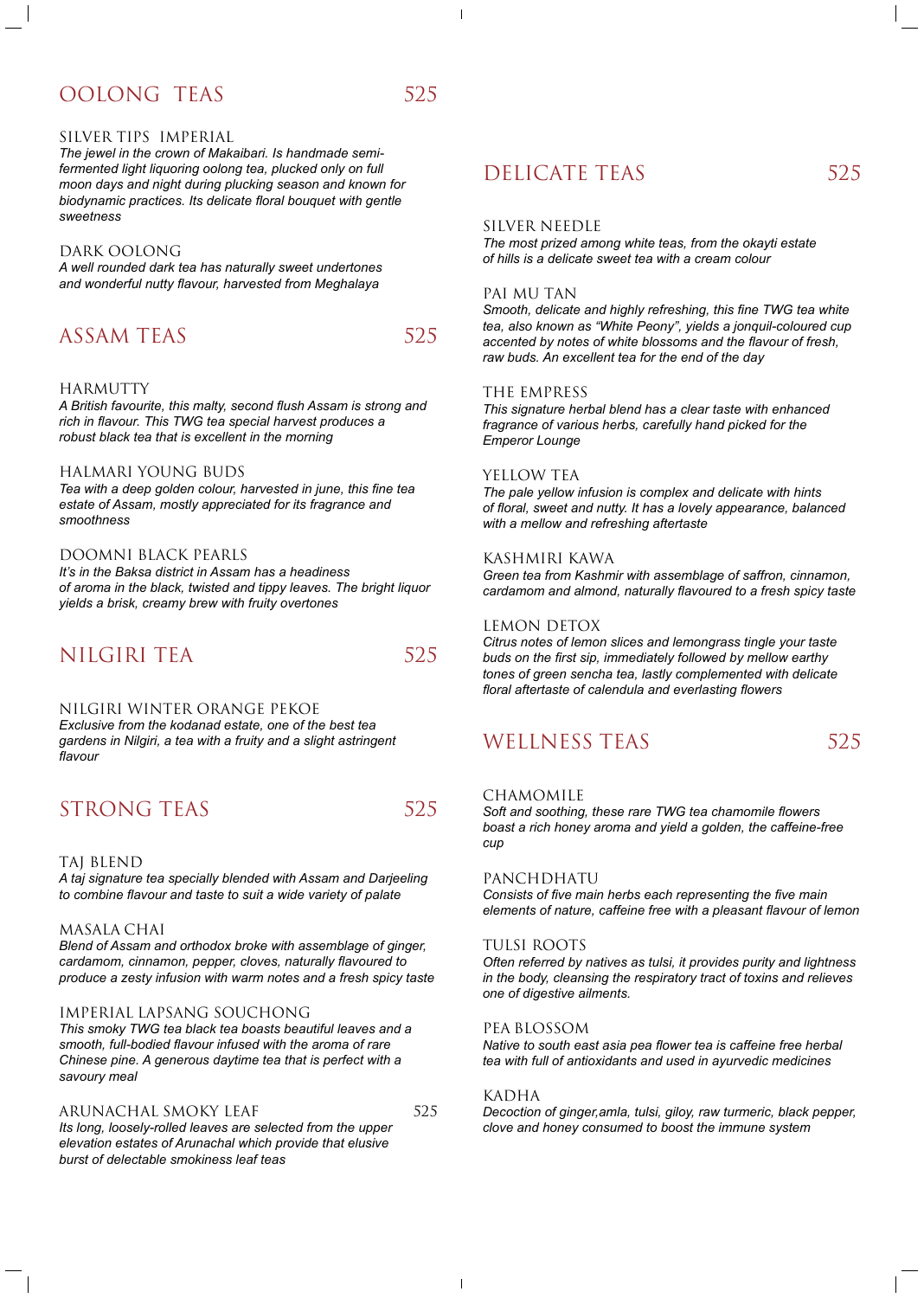## OOLONG TEAS 525

### SILVER TIPS IMPERIAL

*The jewel in the crown of Makaibari. Is handmade semi-fermented light liquoring oolong tea, plucked only on full moon days and night during plucking season and known for biodynamic practices. Its delicate floral bouquet with gentle sweetness*

### DARK OOLONG

*A well rounded dark tea has naturally sweet undertones and wonderful nutty flavour, harvested from Meghalaya*

## ASSAM TEAS 525

### HARMUTTY

*A British favourite, this malty, second flush Assam is strong and rich in flavour. This TWG tea special harvest produces a robust black tea that is excellent in the morning*

### HALMARI YOUNG BUDS

*Tea with a deep golden colour, harvested in june, this fine tea estate of Assam, mostly appreciated for its fragrance and smoothness*

### DOOMNI BLACK PEARLS

*It's in the Baksa district in Assam has a headiness of aroma in the black, twisted and tippy leaves. The bright liquor yields a brisk, creamy brew with fruity overtones*

## NILGIRI TEA 525

### NILGIRI WINTER ORANGE PEKOE

*Exclusive from the kodanad estate, one of the best tea gardens in Nilgiri, a tea with a fruity and a slight astringent flavour*

## STRONG TEAS 525

### TAJ BLEND

*A taj signature tea specially blended with Assam and Darjeeling to combine flavour and taste to suit a wide variety of palate*

### MASALA CHAI

*Blend of Assam and orthodox broke with assemblage of ginger, cardamom, cinnamon, pepper, cloves, naturally flavoured to produce a zesty infusion with warm notes and a fresh spicy taste*

### IMPERIAL LAPSANG SOUCHONG

*This smoky TWG tea black tea boasts beautiful leaves and a smooth, full-bodied flavour infused with the aroma of rare Chinese pine. A generous daytime tea that is perfect with a savoury meal*

### ARUNACHAL SMOKY LEAF 525

*Its long, loosely-rolled leaves are selected from the upper elevation estates of Arunachal which provide that elusive burst of delectable smokiness leaf teas*

## DELICATE TEAS 525

### SILVER NEEDLE

*The most prized among white teas, from the okayti estate of hills is a delicate sweet tea with a cream colour*

### PAI MU TAN

*Smooth, delicate and highly refreshing, this fine TWG tea white tea, also known as "White Peony", yields a jonquil-coloured cup accented by notes of white blossoms and the flavour of fresh, raw buds. An excellent tea for the end of the day*

### THE EMPRESS

*This signature herbal blend has a clear taste with enhanced fragrance of various herbs, carefully hand picked for the Emperor Lounge*

### YELLOW TEA

*The pale yellow infusion is complex and delicate with hints of floral, sweet and nutty. It has a lovely appearance, balanced with a mellow and refreshing aftertaste*

### KASHMIRI KAWA

*Green tea from Kashmir with assemblage of saffron, cinnamon, cardamom and almond, naturally flavoured to a fresh spicy taste*

### LEMON DETOX

*Citrus notes of lemon slices and lemongrass tingle your taste buds on the first sip, immediately followed by mellow earthy tones of green sencha tea, lastly complemented with delicate floral aftertaste of calendula and everlasting flowers*

## WELLNESS TEAS 525

### CHAMOMILE

*Soft and soothing, these rare TWG tea chamomile flowers boast a rich honey aroma and yield a golden, the caffeine-free cup*

### PANCHDHATU

*Consists of five main herbs each representing the five main elements of nature, caffeine free with a pleasant flavour of lemon*

### TULSI ROOTS

*Often referred by natives as tulsi, it provides purity and lightness in the body, cleansing the respiratory tract of toxins and relieves one of digestive ailments.*

### PEA BLOSSOM

*Native to south east asia pea flower tea is caffeine free herbal tea with full of antioxidants and used in ayurvedic medicines*

### KADHA

*Decoction of ginger,amla, tulsi, giloy, raw turmeric, black pepper, clove and honey consumed to boost the immune system*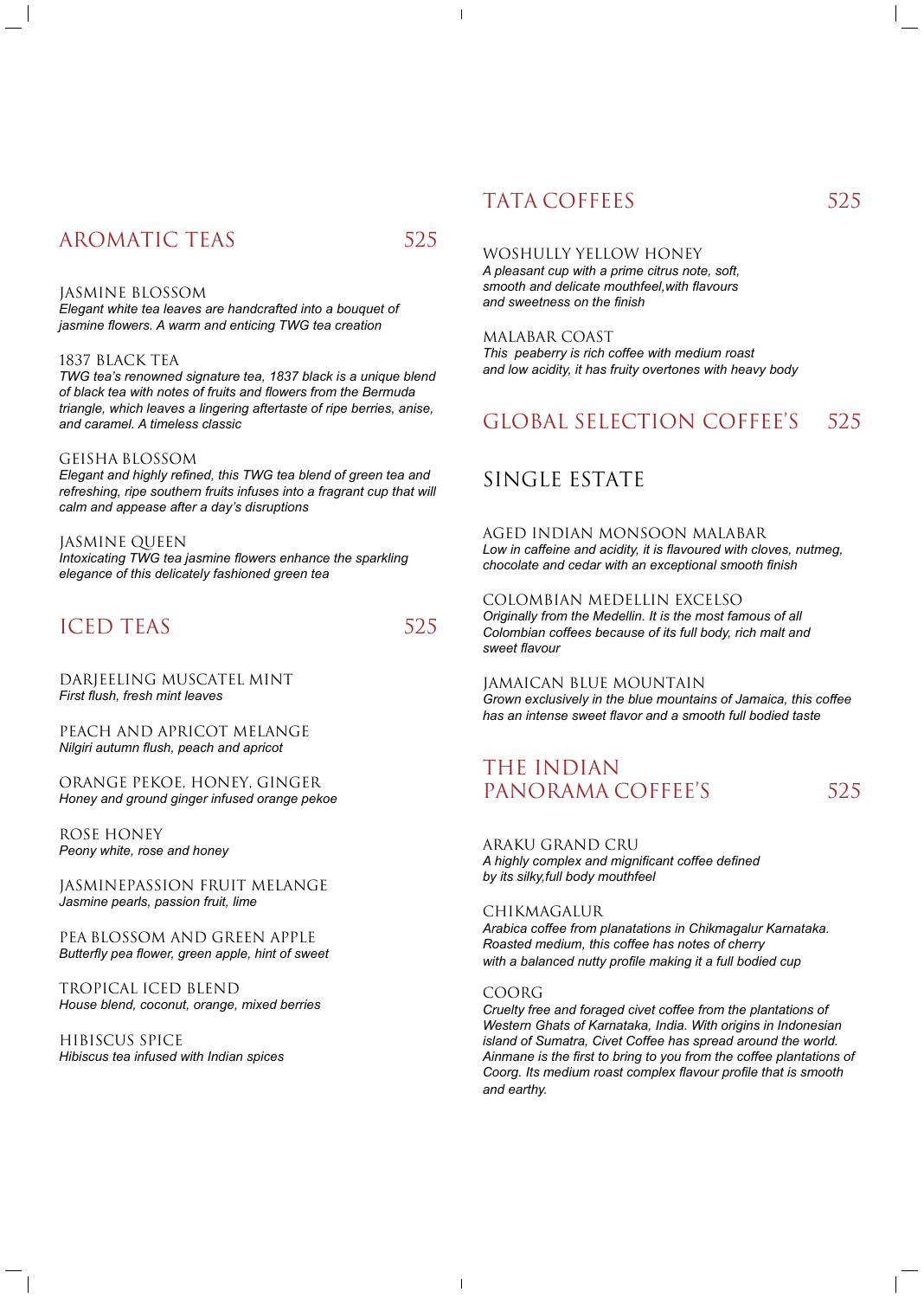## AROMATIC TEAS 525

### JASMINE BLOSSOM
*Elegant white tea leaves are handcrafted into a bouquet of jasmine flowers. A warm and enticing TWG tea creation*

### 1837 BLACK TEA
*TWG tea's renowned signature tea, 1837 black is a unique blend of black tea with notes of fruits and flowers from the Bermuda triangle, which leaves a lingering aftertaste of ripe berries, anise, and caramel. A timeless classic*

### GEISHA BLOSSOM
*Elegant and highly refined, this TWG tea blend of green tea and refreshing, ripe southern fruits infuses into a fragrant cup that will calm and appease after a day's disruptions*

### JASMINE QUEEN
*Intoxicating TWG tea jasmine flowers enhance the sparkling elegance of this delicately fashioned green tea*

## ICED TEAS 525

### DARJEELING MUSCATEL MINT
*First flush, fresh mint leaves*

### PEACH AND APRICOT MELANGE
*Nilgiri autumn flush, peach and apricot*

### ORANGE PEKOE, HONEY, GINGER
*Honey and ground ginger infused orange pekoe*

### ROSE HONEY
*Peony white, rose and honey*

### JASMINEPASSION FRUIT MELANGE
*Jasmine pearls, passion fruit, lime*

### PEA BLOSSOM AND GREEN APPLE
*Butterfly pea flower, green apple, hint of sweet*

### TROPICAL ICED BLEND
*House blend, coconut, orange, mixed berries*

### HIBISCUS SPICE
*Hibiscus tea infused with Indian spices*

## TATA COFFEES 525

### WOSHULLY YELLOW HONEY
*A pleasant cup with a prime citrus note, soft, smooth and delicate mouthfeel,with flavours and sweetness on the finish*

### MALABAR COAST
*This peaberry is rich coffee with medium roast and low acidity, it has fruity overtones with heavy body*

## GLOBAL SELECTION COFFEE'S 525

## SINGLE ESTATE

### AGED INDIAN MONSOON MALABAR
*Low in caffeine and acidity, it is flavoured with cloves, nutmeg, chocolate and cedar with an exceptional smooth finish*

### COLOMBIAN MEDELLIN EXCELSO
*Originally from the Medellin. It is the most famous of all Colombian coffees because of its full body, rich malt and sweet flavour*

### JAMAICAN BLUE MOUNTAIN
*Grown exclusively in the blue mountains of Jamaica, this coffee has an intense sweet flavor and a smooth full bodied taste*

## THE INDIAN PANORAMA COFFEE'S 525

### ARAKU GRAND CRU
*A highly complex and mignificant coffee defined by its silky,full body mouthfeel*

### CHIKMAGALUR
*Arabica coffee from planatations in Chikmagalur Karnataka. Roasted medium, this coffee has notes of cherry with a balanced nutty profile making it a full bodied cup*

### COORG
*Cruelty free and foraged civet coffee from the plantations of Western Ghats of Karnataka, India. With origins in Indonesian island of Sumatra, Civet Coffee has spread around the world. Ainmane is the first to bring to you from the coffee plantations of Coorg. Its medium roast complex flavour profile that is smooth and earthy.*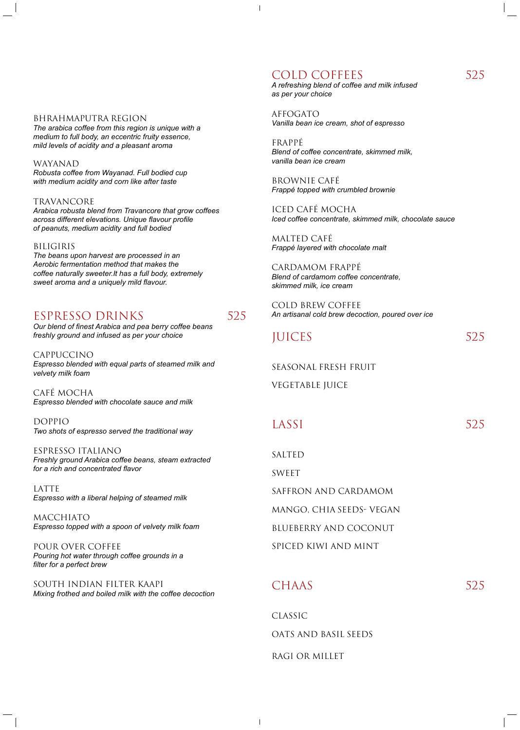### BHRAHMAPUTRA REGION
*The arabica coffee from this region is unique with a medium to full body, an eccentric fruity essence, mild levels of acidity and a pleasant aroma*

### WAYANAD
*Robusta coffee from Wayanad. Full bodied cup with medium acidity and corn like after taste*

### TRAVANCORE
*Arabica robusta blend from Travancore that grow coffees across different elevations. Unique flavour profile of peanuts, medium acidity and full bodied*

### BILIGIRIS
*The beans upon harvest are processed in an Aerobic fermentation method that makes the coffee naturally sweeter.It has a full body, extremely sweet aroma and a uniquely mild flavour.*

## ESPRESSO DRINKS 525
*Our blend of finest Arabica and pea berry coffee beans freshly ground and infused as per your choice*

### CAPPUCCINO
*Espresso blended with equal parts of steamed milk and velvety milk foam*

### CAFÉ MOCHA
*Espresso blended with chocolate sauce and milk*

### DOPPIO
*Two shots of espresso served the traditional way*

### ESPRESSO ITALIANO
*Freshly ground Arabica coffee beans, steam extracted for a rich and concentrated flavor*

### LATTE
*Espresso with a liberal helping of steamed milk*

### MACCHIATO
*Espresso topped with a spoon of velvety milk foam*

### POUR OVER COFFEE
*Pouring hot water through coffee grounds in a filter for a perfect brew*

### SOUTH INDIAN FILTER KAAPI
*Mixing frothed and boiled milk with the coffee decoction*

## COLD COFFEES 525
*A refreshing blend of coffee and milk infused as per your choice*

### AFFOGATO
*Vanilla bean ice cream, shot of espresso*

### FRAPPÉ
*Blend of coffee concentrate, skimmed milk, vanilla bean ice cream*

### BROWNIE CAFÉ
*Frappé topped with crumbled brownie*

### ICED CAFÉ MOCHA
*Iced coffee concentrate, skimmed milk, chocolate sauce*

### MALTED CAFÉ
*Frappé layered with chocolate malt*

### CARDAMOM FRAPPÉ
*Blend of cardamom coffee concentrate, skimmed milk, ice cream*

### COLD BREW COFFEE
*An artisanal cold brew decoction, poured over ice*

## JUICES 525

SEASONAL FRESH FRUIT

VEGETABLE JUICE

## LASSI 525

SALTED

SWEET

SAFFRON AND CARDAMOM

MANGO, CHIA SEEDS- VEGAN

BLUEBERRY AND COCONUT

SPICED KIWI AND MINT

## CHAAS 525

CLASSIC

OATS AND BASIL SEEDS

RAGI OR MILLET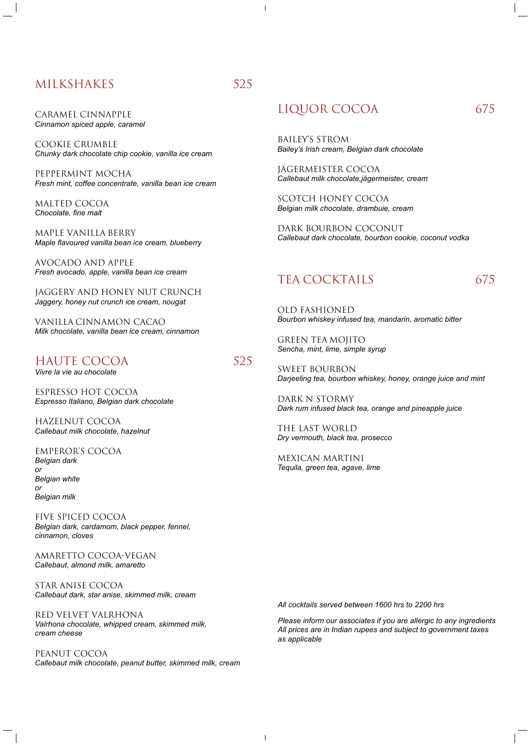## MILKSHAKES 525

CARAMEL CINNAPPLE
*Cinnamon spiced apple, caramel*

COOKIE CRUMBLE
*Chunky dark chocolate chip cookie, vanilla ice cream*

PEPPERMINT MOCHA
*Fresh mint, coffee concentrate, vanilla bean ice cream*

MALTED COCOA
*Chocolate, fine malt*

MAPLE VANILLA BERRY
*Maple flavoured vanilla bean ice cream, blueberry*

AVOCADO AND APPLE
*Fresh avocado, apple, vanilla bean ice cream*

JAGGERY AND HONEY NUT CRUNCH
*Jaggery, honey nut crunch ice cream, nougat*

VANILLA CINNAMON CACAO
*Milk chocolate, vanilla bean ice cream, cinnamon*

## HAUTE COCOA 525

*Vivre la vie au chocolate*

ESPRESSO HOT COCOA
*Espresso Italiano, Belgian dark chocolate*

HAZELNUT COCOA
*Callebaut milk chocolate, hazelnut*

EMPEROR'S COCOA
*Belgian dark*
*or*
*Belgian white*
*or*
*Belgian milk*

FIVE SPICED COCOA
*Belgian dark, cardamom, black pepper, fennel, cinnamon, cloves*

AMARETTO COCOA-VEGAN
*Callebaut, almond milk, amaretto*

STAR ANISE COCOA
*Callebaut dark, star anise, skimmed milk, cream*

RED VELVET VALRHONA
*Valrhona chocolate, whipped cream, skimmed milk, cream cheese*

PEANUT COCOA
*Callebaut milk chocolate, peanut butter, skimmed milk, cream*

## LIQUOR COCOA 675

BAILEY'S STROM
*Bailey's Irish cream, Belgian dark chocolate*

JÄGERMEISTER COCOA
*Callebaut milk chocolate,jägermeister, cream*

SCOTCH HONEY COCOA
*Belgian milk chocolate, drambuie, cream*

DARK BOURBON COCONUT
*Callebaut dark chocolate, bourbon cookie, coconut vodka*

## TEA COCKTAILS 675

OLD FASHIONED
*Bourbon whiskey infused tea, mandarin, aromatic bitter*

GREEN TEA MOJITO
*Sencha, mint, lime, simple syrup*

SWEET BOURBON
*Darjeeling tea, bourbon whiskey, honey, orange juice and mint*

DARK N STORMY
*Dark rum infused black tea, orange and pineapple juice*

THE LAST WORLD
*Dry vermouth, black tea, prosecco*

MEXICAN MARTINI
*Tequila, green tea, agave, lime*

*All cocktails served between 1600 hrs to 2200 hrs*

*Please inform our associates if you are allergic to any ingredients*
*All prices are in Indian rupees and subject to government taxes as applicable*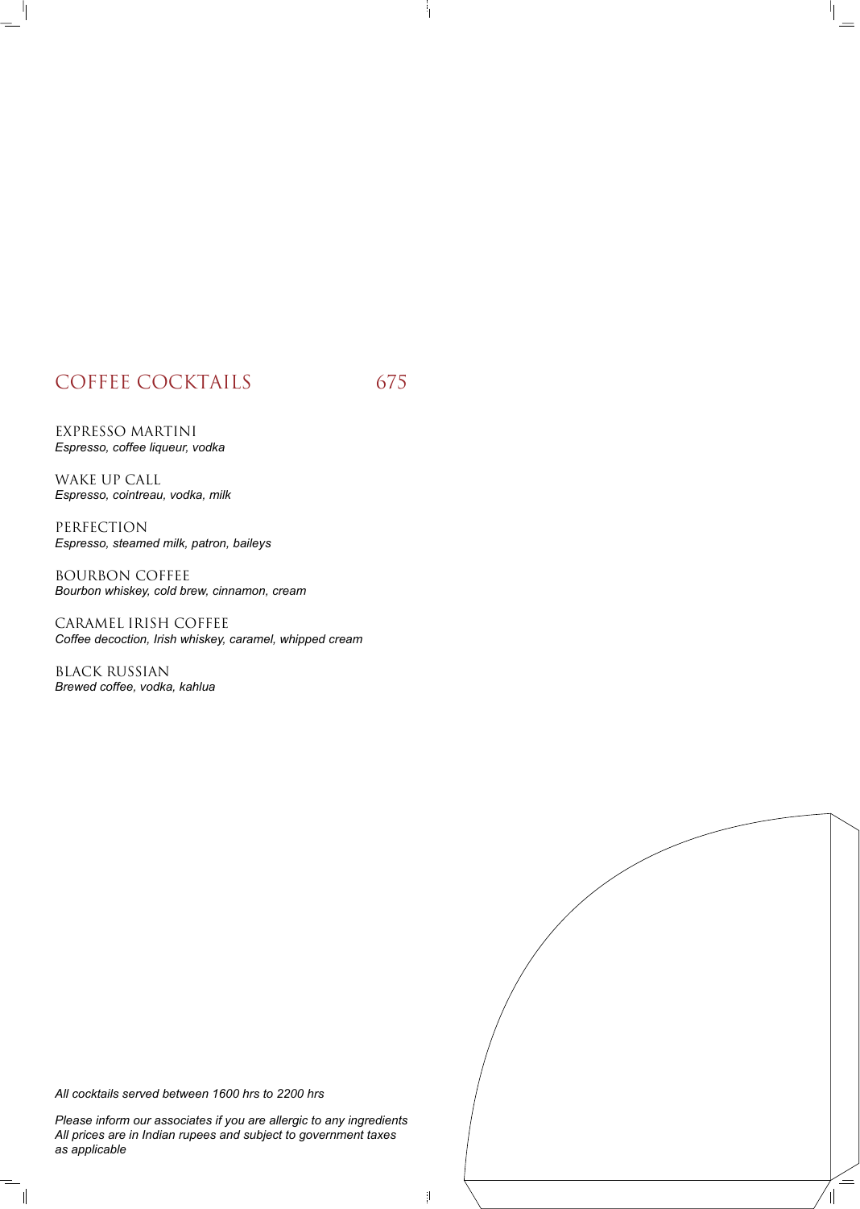## COFFEE COCKTAILS 675

EXPRESSO MARTINI
*Espresso, coffee liqueur, vodka*

WAKE UP CALL
*Espresso, cointreau, vodka, milk*

PERFECTION
*Espresso, steamed milk, patron, baileys*

BOURBON COFFEE
*Bourbon whiskey, cold brew, cinnamon, cream*

CARAMEL IRISH COFFEE
*Coffee decoction, Irish whiskey, caramel, whipped cream*

BLACK RUSSIAN
*Brewed coffee, vodka, kahlua*

*All cocktails served between 1600 hrs to 2200 hrs*

*Please inform our associates if you are allergic to any ingredients*
*All prices are in Indian rupees and subject to government taxes as applicable*